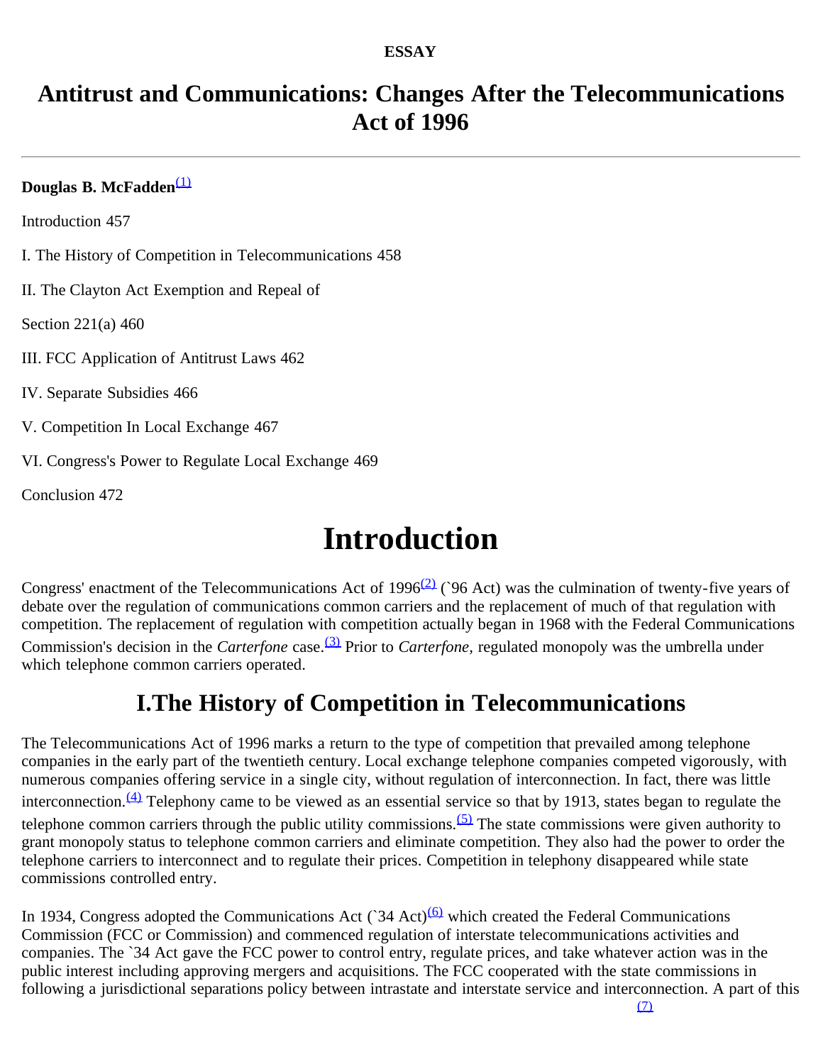**ESSAY**

# Antitrust and Communications: Changes After the Telecommunications Act of 1996

**Douglas B. McFadden**[(1)]

Introduction 457

I. The History of Competition in Telecommunications 458

II. The Clayton Act Exemption and Repeal of

Section 221(a) 460

III. FCC Application of Antitrust Laws 462

IV. Separate Subsidies 466

V. Competition In Local Exchange 467

VI. Congress's Power to Regulate Local Exchange 469

Conclusion 472

# Introduction

Congress' enactment of the Telecommunications Act of 1996[(2)] (`96 Act) was the culmination of twenty-five years of debate over the regulation of communications common carriers and the replacement of much of that regulation with competition. The replacement of regulation with competition actually began in 1968 with the Federal Communications Commission's decision in the *Carterfone* case.[(3)] Prior to *Carterfone,* regulated monopoly was the umbrella under which telephone common carriers operated.

## I.The History of Competition in Telecommunications

The Telecommunications Act of 1996 marks a return to the type of competition that prevailed among telephone companies in the early part of the twentieth century. Local exchange telephone companies competed vigorously, with numerous companies offering service in a single city, without regulation of interconnection. In fact, there was little interconnection.[(4)] Telephony came to be viewed as an essential service so that by 1913, states began to regulate the telephone common carriers through the public utility commissions.[(5)] The state commissions were given authority to grant monopoly status to telephone common carriers and eliminate competition. They also had the power to order the telephone carriers to interconnect and to regulate their prices. Competition in telephony disappeared while state commissions controlled entry.

In 1934, Congress adopted the Communications Act (`34 Act)[(6)] which created the Federal Communications Commission (FCC or Commission) and commenced regulation of interstate telecommunications activities and companies. The `34 Act gave the FCC power to control entry, regulate prices, and take whatever action was in the public interest including approving mergers and acquisitions. The FCC cooperated with the state commissions in following a jurisdictional separations policy between intrastate and interstate service and interconnection. A part of this [(7)]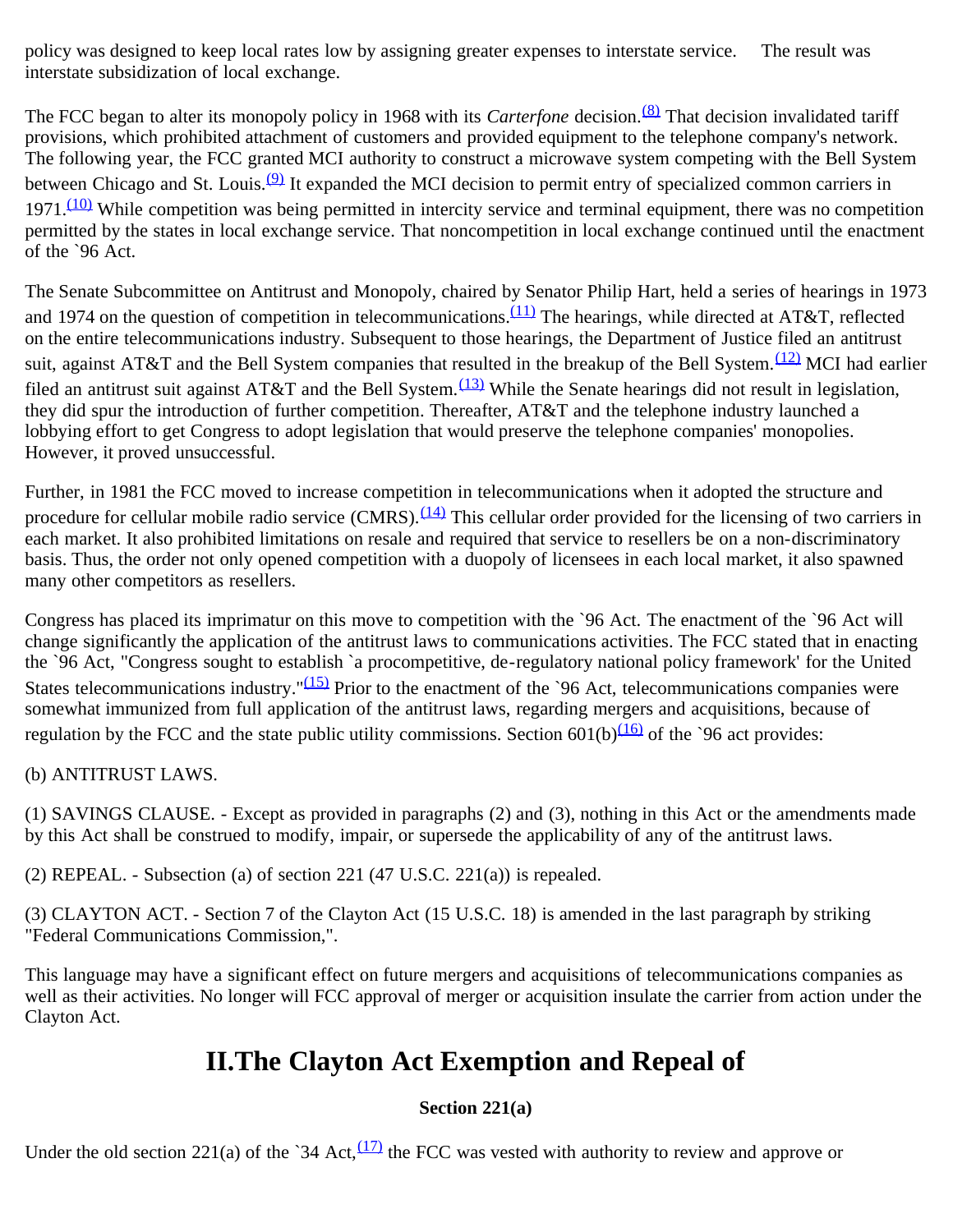policy was designed to keep local rates low by assigning greater expenses to interstate service. The result was interstate subsidization of local exchange.

The FCC began to alter its monopoly policy in 1968 with its *Carterfone* decision.[(8)] That decision invalidated tariff provisions, which prohibited attachment of customers and provided equipment to the telephone company's network. The following year, the FCC granted MCI authority to construct a microwave system competing with the Bell System between Chicago and St. Louis.[(9)] It expanded the MCI decision to permit entry of specialized common carriers in 1971.[(10)] While competition was being permitted in intercity service and terminal equipment, there was no competition permitted by the states in local exchange service. That noncompetition in local exchange continued until the enactment of the `96 Act.

The Senate Subcommittee on Antitrust and Monopoly, chaired by Senator Philip Hart, held a series of hearings in 1973 and 1974 on the question of competition in telecommunications.[(11)] The hearings, while directed at AT&T, reflected on the entire telecommunications industry. Subsequent to those hearings, the Department of Justice filed an antitrust suit, against AT&T and the Bell System companies that resulted in the breakup of the Bell System.[(12)] MCI had earlier filed an antitrust suit against AT&T and the Bell System.[(13)] While the Senate hearings did not result in legislation, they did spur the introduction of further competition. Thereafter, AT&T and the telephone industry launched a lobbying effort to get Congress to adopt legislation that would preserve the telephone companies' monopolies. However, it proved unsuccessful.

Further, in 1981 the FCC moved to increase competition in telecommunications when it adopted the structure and procedure for cellular mobile radio service (CMRS).[(14)] This cellular order provided for the licensing of two carriers in each market. It also prohibited limitations on resale and required that service to resellers be on a non-discriminatory basis. Thus, the order not only opened competition with a duopoly of licensees in each local market, it also spawned many other competitors as resellers.

Congress has placed its imprimatur on this move to competition with the `96 Act. The enactment of the `96 Act will change significantly the application of the antitrust laws to communications activities. The FCC stated that in enacting the `96 Act, "Congress sought to establish `a procompetitive, de-regulatory national policy framework' for the United States telecommunications industry."[(15)] Prior to the enactment of the `96 Act, telecommunications companies were somewhat immunized from full application of the antitrust laws, regarding mergers and acquisitions, because of regulation by the FCC and the state public utility commissions. Section 601(b)[(16)] of the `96 act provides:

(b) ANTITRUST LAWS.

(1) SAVINGS CLAUSE. - Except as provided in paragraphs (2) and (3), nothing in this Act or the amendments made by this Act shall be construed to modify, impair, or supersede the applicability of any of the antitrust laws.

(2) REPEAL. - Subsection (a) of section 221 (47 U.S.C. 221(a)) is repealed.

(3) CLAYTON ACT. - Section 7 of the Clayton Act (15 U.S.C. 18) is amended in the last paragraph by striking "Federal Communications Commission,".

This language may have a significant effect on future mergers and acquisitions of telecommunications companies as well as their activities. No longer will FCC approval of merger or acquisition insulate the carrier from action under the Clayton Act.

# II.The Clayton Act Exemption and Repeal of

### Section 221(a)

Under the old section 221(a) of the `34 Act,[(17)] the FCC was vested with authority to review and approve or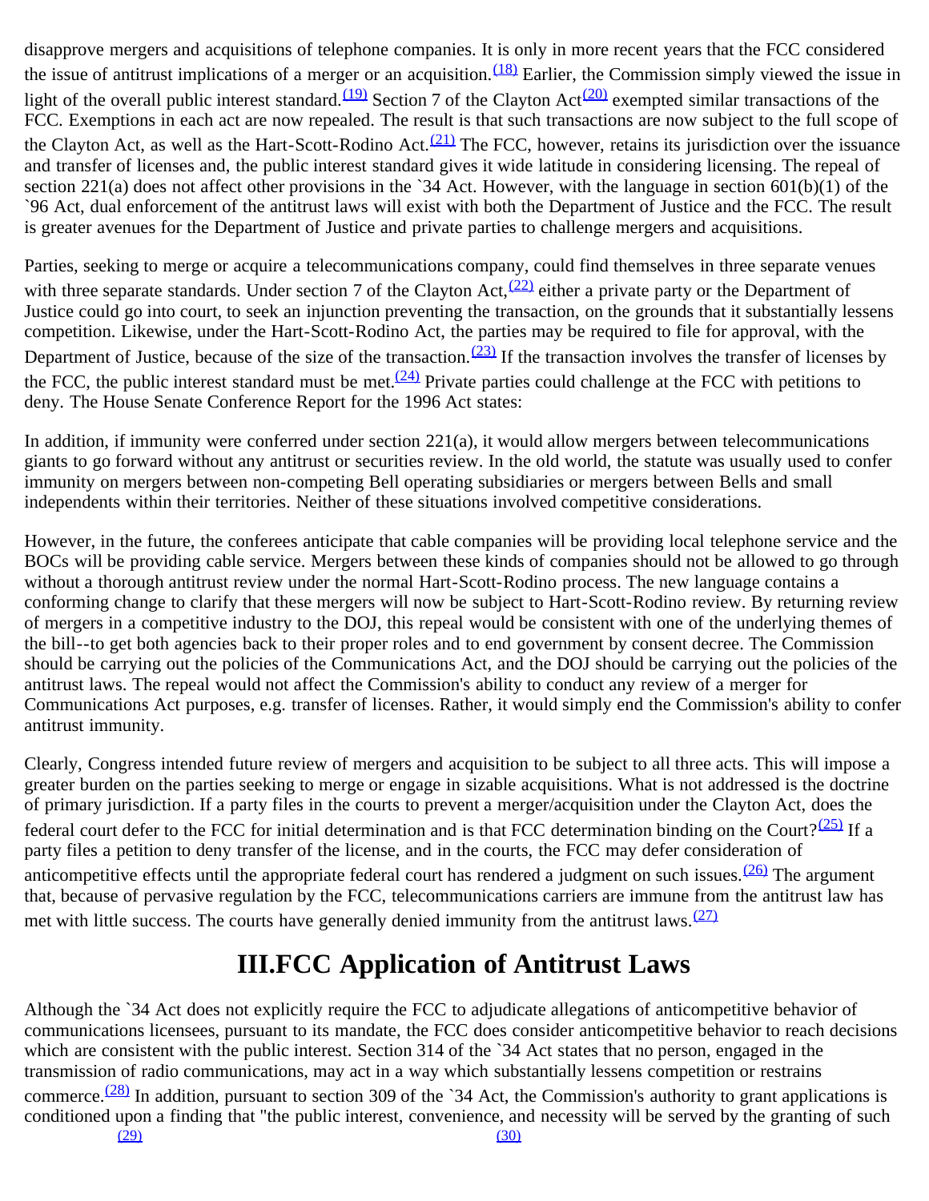disapprove mergers and acquisitions of telephone companies. It is only in more recent years that the FCC considered the issue of antitrust implications of a merger or an acquisition.[(18)] Earlier, the Commission simply viewed the issue in light of the overall public interest standard.[(19)] Section 7 of the Clayton Act[(20)] exempted similar transactions of the FCC. Exemptions in each act are now repealed. The result is that such transactions are now subject to the full scope of the Clayton Act, as well as the Hart-Scott-Rodino Act.[(21)] The FCC, however, retains its jurisdiction over the issuance and transfer of licenses and, the public interest standard gives it wide latitude in considering licensing. The repeal of section 221(a) does not affect other provisions in the `34 Act. However, with the language in section 601(b)(1) of the `96 Act, dual enforcement of the antitrust laws will exist with both the Department of Justice and the FCC. The result is greater avenues for the Department of Justice and private parties to challenge mergers and acquisitions.

Parties, seeking to merge or acquire a telecommunications company, could find themselves in three separate venues with three separate standards. Under section 7 of the Clayton Act,[(22)] either a private party or the Department of Justice could go into court, to seek an injunction preventing the transaction, on the grounds that it substantially lessens competition. Likewise, under the Hart-Scott-Rodino Act, the parties may be required to file for approval, with the Department of Justice, because of the size of the transaction.[(23)] If the transaction involves the transfer of licenses by the FCC, the public interest standard must be met.[(24)] Private parties could challenge at the FCC with petitions to deny. The House Senate Conference Report for the 1996 Act states:

In addition, if immunity were conferred under section 221(a), it would allow mergers between telecommunications giants to go forward without any antitrust or securities review. In the old world, the statute was usually used to confer immunity on mergers between non-competing Bell operating subsidiaries or mergers between Bells and small independents within their territories. Neither of these situations involved competitive considerations.

However, in the future, the conferees anticipate that cable companies will be providing local telephone service and the BOCs will be providing cable service. Mergers between these kinds of companies should not be allowed to go through without a thorough antitrust review under the normal Hart-Scott-Rodino process. The new language contains a conforming change to clarify that these mergers will now be subject to Hart-Scott-Rodino review. By returning review of mergers in a competitive industry to the DOJ, this repeal would be consistent with one of the underlying themes of the bill--to get both agencies back to their proper roles and to end government by consent decree. The Commission should be carrying out the policies of the Communications Act, and the DOJ should be carrying out the policies of the antitrust laws. The repeal would not affect the Commission's ability to conduct any review of a merger for Communications Act purposes, e.g. transfer of licenses. Rather, it would simply end the Commission's ability to confer antitrust immunity.

Clearly, Congress intended future review of mergers and acquisition to be subject to all three acts. This will impose a greater burden on the parties seeking to merge or engage in sizable acquisitions. What is not addressed is the doctrine of primary jurisdiction. If a party files in the courts to prevent a merger/acquisition under the Clayton Act, does the federal court defer to the FCC for initial determination and is that FCC determination binding on the Court?[(25)] If a party files a petition to deny transfer of the license, and in the courts, the FCC may defer consideration of anticompetitive effects until the appropriate federal court has rendered a judgment on such issues.[(26)] The argument that, because of pervasive regulation by the FCC, telecommunications carriers are immune from the antitrust law has met with little success. The courts have generally denied immunity from the antitrust laws.[(27)]

## III.FCC Application of Antitrust Laws

Although the `34 Act does not explicitly require the FCC to adjudicate allegations of anticompetitive behavior of communications licensees, pursuant to its mandate, the FCC does consider anticompetitive behavior to reach decisions which are consistent with the public interest. Section 314 of the `34 Act states that no person, engaged in the transmission of radio communications, may act in a way which substantially lessens competition or restrains commerce.[(28)] In addition, pursuant to section 309 of the `34 Act, the Commission's authority to grant applications is conditioned upon a finding that "the public interest, convenience, and necessity will be served by the granting of such [(29)] [(30)]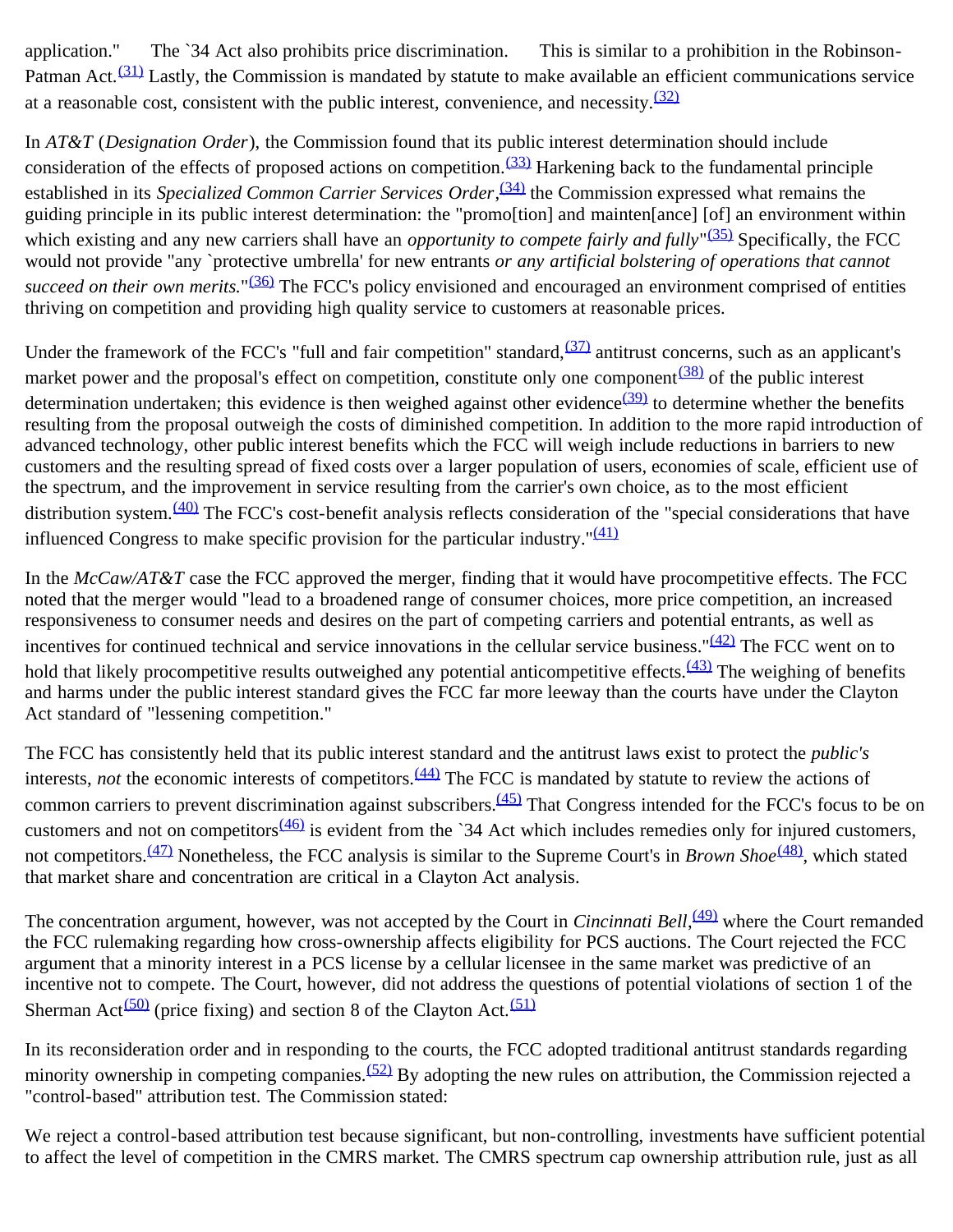application." The `34 Act also prohibits price discrimination. This is similar to a prohibition in the Robinson-Patman Act.[(31)] Lastly, the Commission is mandated by statute to make available an efficient communications service at a reasonable cost, consistent with the public interest, convenience, and necessity.[(32)]

In *AT&T* (*Designation Order*), the Commission found that its public interest determination should include consideration of the effects of proposed actions on competition.[(33)] Harkening back to the fundamental principle established in its *Specialized Common Carrier Services Order*,[(34)] the Commission expressed what remains the guiding principle in its public interest determination: the "promo[tion] and mainten[ance] [of] an environment within which existing and any new carriers shall have an *opportunity to compete fairly and fully*"[(35)] Specifically, the FCC would not provide "any `protective umbrella' for new entrants *or any artificial bolstering of operations that cannot succeed on their own merits.*"[(36)] The FCC's policy envisioned and encouraged an environment comprised of entities thriving on competition and providing high quality service to customers at reasonable prices.

Under the framework of the FCC's "full and fair competition" standard,[(37)] antitrust concerns, such as an applicant's market power and the proposal's effect on competition, constitute only one component[(38)] of the public interest determination undertaken; this evidence is then weighed against other evidence[(39)] to determine whether the benefits resulting from the proposal outweigh the costs of diminished competition. In addition to the more rapid introduction of advanced technology, other public interest benefits which the FCC will weigh include reductions in barriers to new customers and the resulting spread of fixed costs over a larger population of users, economies of scale, efficient use of the spectrum, and the improvement in service resulting from the carrier's own choice, as to the most efficient distribution system.[(40)] The FCC's cost-benefit analysis reflects consideration of the "special considerations that have influenced Congress to make specific provision for the particular industry."[(41)]

In the *McCaw/AT&T* case the FCC approved the merger, finding that it would have procompetitive effects. The FCC noted that the merger would "lead to a broadened range of consumer choices, more price competition, an increased responsiveness to consumer needs and desires on the part of competing carriers and potential entrants, as well as incentives for continued technical and service innovations in the cellular service business."[(42)] The FCC went on to hold that likely procompetitive results outweighed any potential anticompetitive effects.[(43)] The weighing of benefits and harms under the public interest standard gives the FCC far more leeway than the courts have under the Clayton Act standard of "lessening competition."

The FCC has consistently held that its public interest standard and the antitrust laws exist to protect the *public's* interests, *not* the economic interests of competitors.[(44)] The FCC is mandated by statute to review the actions of common carriers to prevent discrimination against subscribers.[(45)] That Congress intended for the FCC's focus to be on customers and not on competitors[(46)] is evident from the `34 Act which includes remedies only for injured customers, not competitors.[(47)] Nonetheless, the FCC analysis is similar to the Supreme Court's in *Brown Shoe*[(48)], which stated that market share and concentration are critical in a Clayton Act analysis.

The concentration argument, however, was not accepted by the Court in *Cincinnati Bell*,[(49)] where the Court remanded the FCC rulemaking regarding how cross-ownership affects eligibility for PCS auctions. The Court rejected the FCC argument that a minority interest in a PCS license by a cellular licensee in the same market was predictive of an incentive not to compete. The Court, however, did not address the questions of potential violations of section 1 of the Sherman Act[(50)] (price fixing) and section 8 of the Clayton Act.[(51)]

In its reconsideration order and in responding to the courts, the FCC adopted traditional antitrust standards regarding minority ownership in competing companies.[(52)] By adopting the new rules on attribution, the Commission rejected a "control-based" attribution test. The Commission stated:

We reject a control-based attribution test because significant, but non-controlling, investments have sufficient potential to affect the level of competition in the CMRS market. The CMRS spectrum cap ownership attribution rule, just as all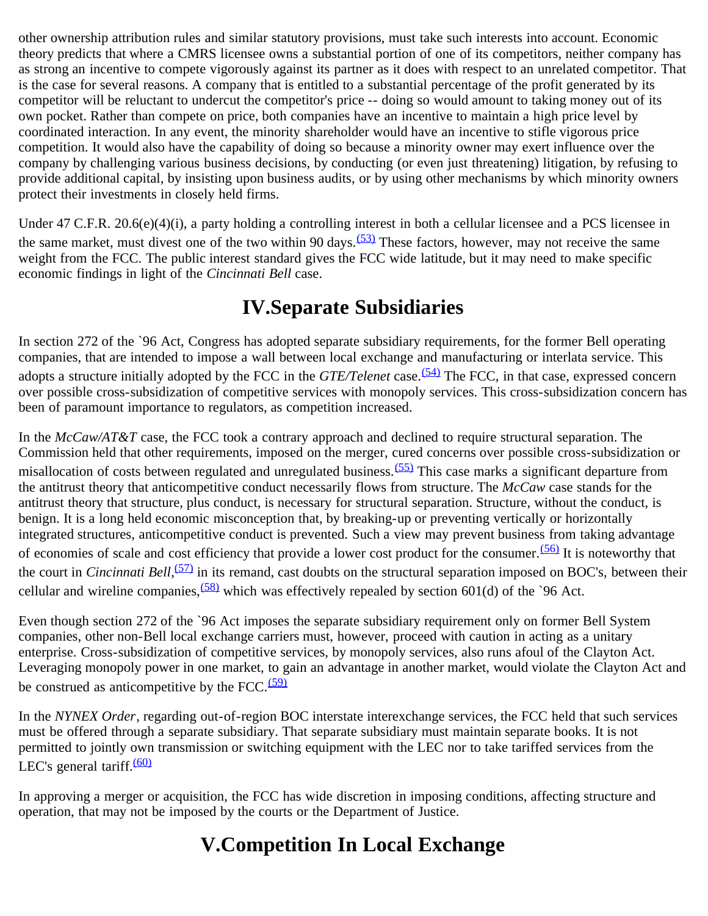other ownership attribution rules and similar statutory provisions, must take such interests into account. Economic theory predicts that where a CMRS licensee owns a substantial portion of one of its competitors, neither company has as strong an incentive to compete vigorously against its partner as it does with respect to an unrelated competitor. That is the case for several reasons. A company that is entitled to a substantial percentage of the profit generated by its competitor will be reluctant to undercut the competitor's price -- doing so would amount to taking money out of its own pocket. Rather than compete on price, both companies have an incentive to maintain a high price level by coordinated interaction. In any event, the minority shareholder would have an incentive to stifle vigorous price competition. It would also have the capability of doing so because a minority owner may exert influence over the company by challenging various business decisions, by conducting (or even just threatening) litigation, by refusing to provide additional capital, by insisting upon business audits, or by using other mechanisms by which minority owners protect their investments in closely held firms.

Under 47 C.F.R. 20.6(e)(4)(i), a party holding a controlling interest in both a cellular licensee and a PCS licensee in the same market, must divest one of the two within 90 days.[(53)] These factors, however, may not receive the same weight from the FCC. The public interest standard gives the FCC wide latitude, but it may need to make specific economic findings in light of the *Cincinnati Bell* case.

# IV.Separate Subsidiaries

In section 272 of the `96 Act, Congress has adopted separate subsidiary requirements, for the former Bell operating companies, that are intended to impose a wall between local exchange and manufacturing or interlata service. This adopts a structure initially adopted by the FCC in the *GTE/Telenet* case.[(54)] The FCC, in that case, expressed concern over possible cross-subsidization of competitive services with monopoly services. This cross-subsidization concern has been of paramount importance to regulators, as competition increased.

In the *McCaw/AT&T* case, the FCC took a contrary approach and declined to require structural separation. The Commission held that other requirements, imposed on the merger, cured concerns over possible cross-subsidization or misallocation of costs between regulated and unregulated business.[(55)] This case marks a significant departure from the antitrust theory that anticompetitive conduct necessarily flows from structure. The *McCaw* case stands for the antitrust theory that structure, plus conduct, is necessary for structural separation. Structure, without the conduct, is benign. It is a long held economic misconception that, by breaking-up or preventing vertically or horizontally integrated structures, anticompetitive conduct is prevented. Such a view may prevent business from taking advantage of economies of scale and cost efficiency that provide a lower cost product for the consumer.[(56)] It is noteworthy that the court in *Cincinnati Bell*,[(57)] in its remand, cast doubts on the structural separation imposed on BOC's, between their cellular and wireline companies,[(58)] which was effectively repealed by section 601(d) of the `96 Act.

Even though section 272 of the `96 Act imposes the separate subsidiary requirement only on former Bell System companies, other non-Bell local exchange carriers must, however, proceed with caution in acting as a unitary enterprise. Cross-subsidization of competitive services, by monopoly services, also runs afoul of the Clayton Act. Leveraging monopoly power in one market, to gain an advantage in another market, would violate the Clayton Act and be construed as anticompetitive by the FCC.[(59)]

In the *NYNEX Order*, regarding out-of-region BOC interstate interexchange services, the FCC held that such services must be offered through a separate subsidiary. That separate subsidiary must maintain separate books. It is not permitted to jointly own transmission or switching equipment with the LEC nor to take tariffed services from the LEC's general tariff.[(60)]

In approving a merger or acquisition, the FCC has wide discretion in imposing conditions, affecting structure and operation, that may not be imposed by the courts or the Department of Justice.

# V.Competition In Local Exchange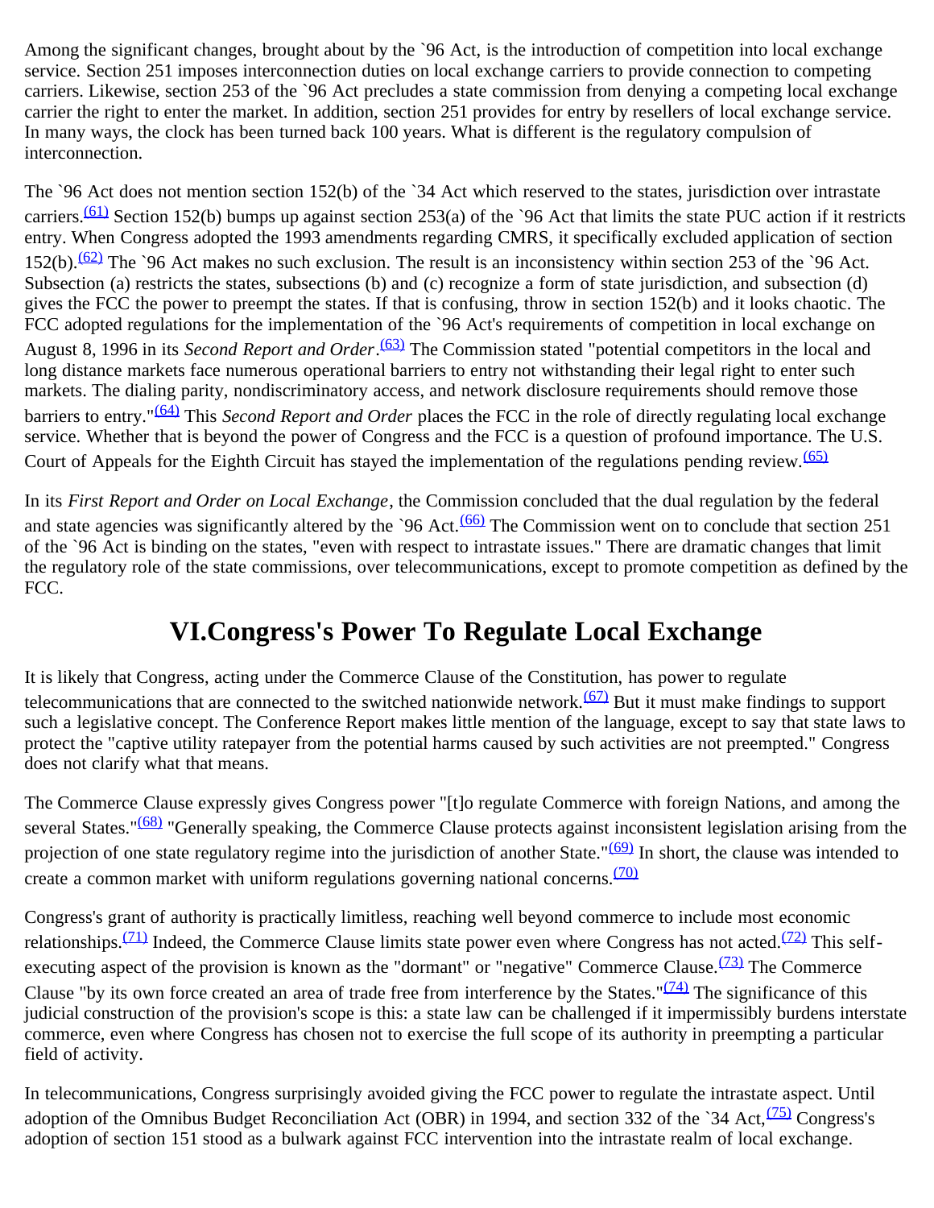Among the significant changes, brought about by the `96 Act, is the introduction of competition into local exchange service. Section 251 imposes interconnection duties on local exchange carriers to provide connection to competing carriers. Likewise, section 253 of the `96 Act precludes a state commission from denying a competing local exchange carrier the right to enter the market. In addition, section 251 provides for entry by resellers of local exchange service. In many ways, the clock has been turned back 100 years. What is different is the regulatory compulsion of interconnection.

The `96 Act does not mention section 152(b) of the `34 Act which reserved to the states, jurisdiction over intrastate carriers.[(61)] Section 152(b) bumps up against section 253(a) of the `96 Act that limits the state PUC action if it restricts entry. When Congress adopted the 1993 amendments regarding CMRS, it specifically excluded application of section 152(b).[(62)] The `96 Act makes no such exclusion. The result is an inconsistency within section 253 of the `96 Act. Subsection (a) restricts the states, subsections (b) and (c) recognize a form of state jurisdiction, and subsection (d) gives the FCC the power to preempt the states. If that is confusing, throw in section 152(b) and it looks chaotic. The FCC adopted regulations for the implementation of the `96 Act's requirements of competition in local exchange on August 8, 1996 in its *Second Report and Order*.[(63)] The Commission stated "potential competitors in the local and long distance markets face numerous operational barriers to entry not withstanding their legal right to enter such markets. The dialing parity, nondiscriminatory access, and network disclosure requirements should remove those barriers to entry."[(64)] This *Second Report and Order* places the FCC in the role of directly regulating local exchange service. Whether that is beyond the power of Congress and the FCC is a question of profound importance. The U.S. Court of Appeals for the Eighth Circuit has stayed the implementation of the regulations pending review.[(65)]

In its *First Report and Order on Local Exchange*, the Commission concluded that the dual regulation by the federal and state agencies was significantly altered by the `96 Act.[(66)] The Commission went on to conclude that section 251 of the `96 Act is binding on the states, "even with respect to intrastate issues." There are dramatic changes that limit the regulatory role of the state commissions, over telecommunications, except to promote competition as defined by the FCC.

## VI.Congress's Power To Regulate Local Exchange

It is likely that Congress, acting under the Commerce Clause of the Constitution, has power to regulate telecommunications that are connected to the switched nationwide network.[(67)] But it must make findings to support such a legislative concept. The Conference Report makes little mention of the language, except to say that state laws to protect the "captive utility ratepayer from the potential harms caused by such activities are not preempted." Congress does not clarify what that means.

The Commerce Clause expressly gives Congress power "[t]o regulate Commerce with foreign Nations, and among the several States."[(68)] "Generally speaking, the Commerce Clause protects against inconsistent legislation arising from the projection of one state regulatory regime into the jurisdiction of another State."[(69)] In short, the clause was intended to create a common market with uniform regulations governing national concerns.[(70)]

Congress's grant of authority is practically limitless, reaching well beyond commerce to include most economic relationships.[(71)] Indeed, the Commerce Clause limits state power even where Congress has not acted.[(72)] This self-executing aspect of the provision is known as the "dormant" or "negative" Commerce Clause.[(73)] The Commerce Clause "by its own force created an area of trade free from interference by the States."[(74)] The significance of this judicial construction of the provision's scope is this: a state law can be challenged if it impermissibly burdens interstate commerce, even where Congress has chosen not to exercise the full scope of its authority in preempting a particular field of activity.

In telecommunications, Congress surprisingly avoided giving the FCC power to regulate the intrastate aspect. Until adoption of the Omnibus Budget Reconciliation Act (OBR) in 1994, and section 332 of the `34 Act,[(75)] Congress's adoption of section 151 stood as a bulwark against FCC intervention into the intrastate realm of local exchange.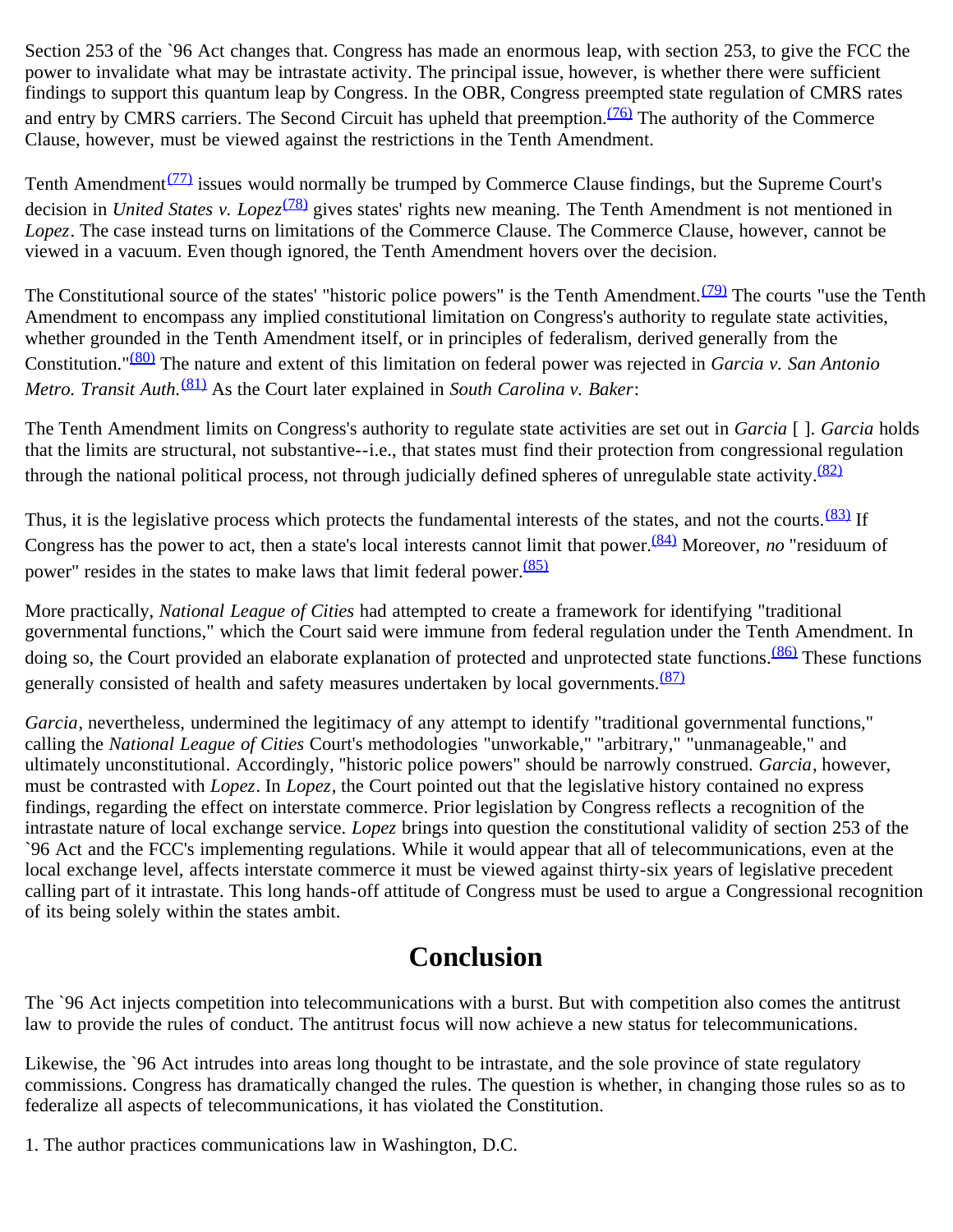Section 253 of the `96 Act changes that. Congress has made an enormous leap, with section 253, to give the FCC the power to invalidate what may be intrastate activity. The principal issue, however, is whether there were sufficient findings to support this quantum leap by Congress. In the OBR, Congress preempted state regulation of CMRS rates and entry by CMRS carriers. The Second Circuit has upheld that preemption.[(76)] The authority of the Commerce Clause, however, must be viewed against the restrictions in the Tenth Amendment.

Tenth Amendment[(77)] issues would normally be trumped by Commerce Clause findings, but the Supreme Court's decision in *United States v. Lopez*[(78)] gives states' rights new meaning. The Tenth Amendment is not mentioned in *Lopez*. The case instead turns on limitations of the Commerce Clause. The Commerce Clause, however, cannot be viewed in a vacuum. Even though ignored, the Tenth Amendment hovers over the decision.

The Constitutional source of the states' "historic police powers" is the Tenth Amendment.[(79)] The courts "use the Tenth Amendment to encompass any implied constitutional limitation on Congress's authority to regulate state activities, whether grounded in the Tenth Amendment itself, or in principles of federalism, derived generally from the Constitution."[(80)] The nature and extent of this limitation on federal power was rejected in *Garcia v. San Antonio Metro. Transit Auth.*[(81)] As the Court later explained in *South Carolina v. Baker*:

The Tenth Amendment limits on Congress's authority to regulate state activities are set out in *Garcia* [ ]. *Garcia* holds that the limits are structural, not substantive--i.e., that states must find their protection from congressional regulation through the national political process, not through judicially defined spheres of unregulable state activity.[(82)]

Thus, it is the legislative process which protects the fundamental interests of the states, and not the courts.[(83)] If Congress has the power to act, then a state's local interests cannot limit that power.[(84)] Moreover, *no* "residuum of power" resides in the states to make laws that limit federal power.[(85)]

More practically, *National League of Cities* had attempted to create a framework for identifying "traditional governmental functions," which the Court said were immune from federal regulation under the Tenth Amendment. In doing so, the Court provided an elaborate explanation of protected and unprotected state functions.[(86)] These functions generally consisted of health and safety measures undertaken by local governments.[(87)]

*Garcia*, nevertheless, undermined the legitimacy of any attempt to identify "traditional governmental functions," calling the *National League of Cities* Court's methodologies "unworkable," "arbitrary," "unmanageable," and ultimately unconstitutional. Accordingly, "historic police powers" should be narrowly construed. *Garcia*, however, must be contrasted with *Lopez*. In *Lopez*, the Court pointed out that the legislative history contained no express findings, regarding the effect on interstate commerce. Prior legislation by Congress reflects a recognition of the intrastate nature of local exchange service. *Lopez* brings into question the constitutional validity of section 253 of the `96 Act and the FCC's implementing regulations. While it would appear that all of telecommunications, even at the local exchange level, affects interstate commerce it must be viewed against thirty-six years of legislative precedent calling part of it intrastate. This long hands-off attitude of Congress must be used to argue a Congressional recognition of its being solely within the states ambit.

## Conclusion

The `96 Act injects competition into telecommunications with a burst. But with competition also comes the antitrust law to provide the rules of conduct. The antitrust focus will now achieve a new status for telecommunications.

Likewise, the `96 Act intrudes into areas long thought to be intrastate, and the sole province of state regulatory commissions. Congress has dramatically changed the rules. The question is whether, in changing those rules so as to federalize all aspects of telecommunications, it has violated the Constitution.

1. The author practices communications law in Washington, D.C.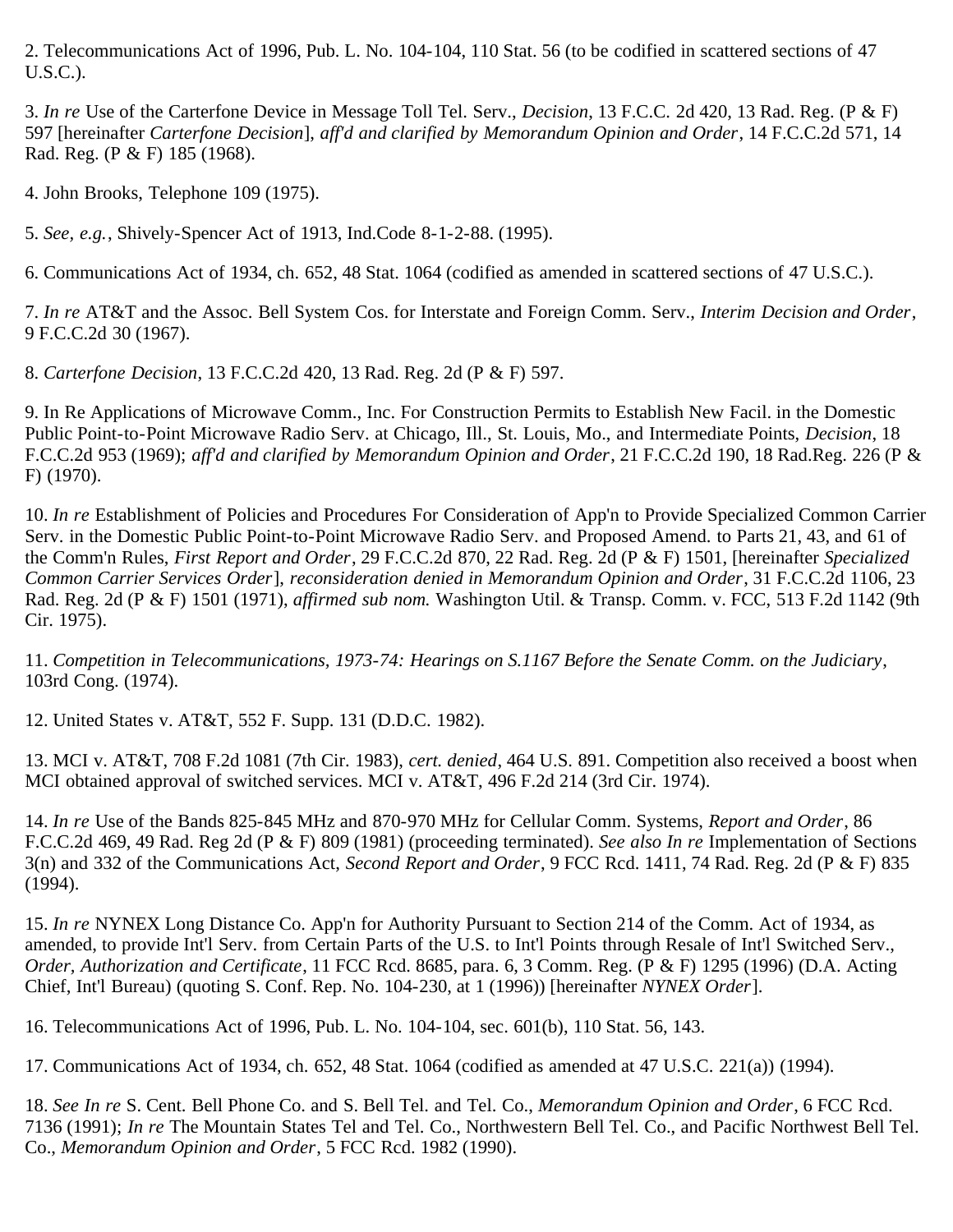2. Telecommunications Act of 1996, Pub. L. No. 104-104, 110 Stat. 56 (to be codified in scattered sections of 47 U.S.C.).

3. *In re* Use of the Carterfone Device in Message Toll Tel. Serv., *Decision*, 13 F.C.C. 2d 420, 13 Rad. Reg. (P & F) 597 [hereinafter *Carterfone Decision*], *aff'd and clarified by Memorandum Opinion and Order*, 14 F.C.C.2d 571, 14 Rad. Reg. (P & F) 185 (1968).

4. John Brooks, Telephone 109 (1975).

5. *See, e.g.*, Shively-Spencer Act of 1913, Ind.Code 8-1-2-88. (1995).

6. Communications Act of 1934, ch. 652, 48 Stat. 1064 (codified as amended in scattered sections of 47 U.S.C.).

7. *In re* AT&T and the Assoc. Bell System Cos. for Interstate and Foreign Comm. Serv., *Interim Decision and Order*, 9 F.C.C.2d 30 (1967).

8. *Carterfone Decision*, 13 F.C.C.2d 420, 13 Rad. Reg. 2d (P & F) 597.

9. In Re Applications of Microwave Comm., Inc. For Construction Permits to Establish New Facil. in the Domestic Public Point-to-Point Microwave Radio Serv. at Chicago, Ill., St. Louis, Mo., and Intermediate Points, *Decision*, 18 F.C.C.2d 953 (1969); *aff'd and clarified by Memorandum Opinion and Order*, 21 F.C.C.2d 190, 18 Rad.Reg. 226 (P & F) (1970).

10. *In re* Establishment of Policies and Procedures For Consideration of App'n to Provide Specialized Common Carrier Serv. in the Domestic Public Point-to-Point Microwave Radio Serv. and Proposed Amend. to Parts 21, 43, and 61 of the Comm'n Rules, *First Report and Order*, 29 F.C.C.2d 870, 22 Rad. Reg. 2d (P & F) 1501, [hereinafter *Specialized Common Carrier Services Order*], *reconsideration denied in Memorandum Opinion and Order*, 31 F.C.C.2d 1106, 23 Rad. Reg. 2d (P & F) 1501 (1971), *affirmed sub nom.* Washington Util. & Transp. Comm. v. FCC, 513 F.2d 1142 (9th Cir. 1975).

11. *Competition in Telecommunications, 1973-74: Hearings on S.1167 Before the Senate Comm. on the Judiciary*, 103rd Cong. (1974).

12. United States v. AT&T, 552 F. Supp. 131 (D.D.C. 1982).

13. MCI v. AT&T, 708 F.2d 1081 (7th Cir. 1983), *cert. denied*, 464 U.S. 891. Competition also received a boost when MCI obtained approval of switched services. MCI v. AT&T, 496 F.2d 214 (3rd Cir. 1974).

14. *In re* Use of the Bands 825-845 MHz and 870-970 MHz for Cellular Comm. Systems, *Report and Order*, 86 F.C.C.2d 469, 49 Rad. Reg 2d (P & F) 809 (1981) (proceeding terminated). *See also In re* Implementation of Sections 3(n) and 332 of the Communications Act, *Second Report and Order*, 9 FCC Rcd. 1411, 74 Rad. Reg. 2d (P & F) 835 (1994).

15. *In re* NYNEX Long Distance Co. App'n for Authority Pursuant to Section 214 of the Comm. Act of 1934, as amended, to provide Int'l Serv. from Certain Parts of the U.S. to Int'l Points through Resale of Int'l Switched Serv., *Order, Authorization and Certificate*, 11 FCC Rcd. 8685, para. 6, 3 Comm. Reg. (P & F) 1295 (1996) (D.A. Acting Chief, Int'l Bureau) (quoting S. Conf. Rep. No. 104-230, at 1 (1996)) [hereinafter *NYNEX Order*].

16. Telecommunications Act of 1996, Pub. L. No. 104-104, sec. 601(b), 110 Stat. 56, 143.

17. Communications Act of 1934, ch. 652, 48 Stat. 1064 (codified as amended at 47 U.S.C. 221(a)) (1994).

18. *See In re* S. Cent. Bell Phone Co. and S. Bell Tel. and Tel. Co., *Memorandum Opinion and Order*, 6 FCC Rcd. 7136 (1991); *In re* The Mountain States Tel and Tel. Co., Northwestern Bell Tel. Co., and Pacific Northwest Bell Tel. Co., *Memorandum Opinion and Order*, 5 FCC Rcd. 1982 (1990).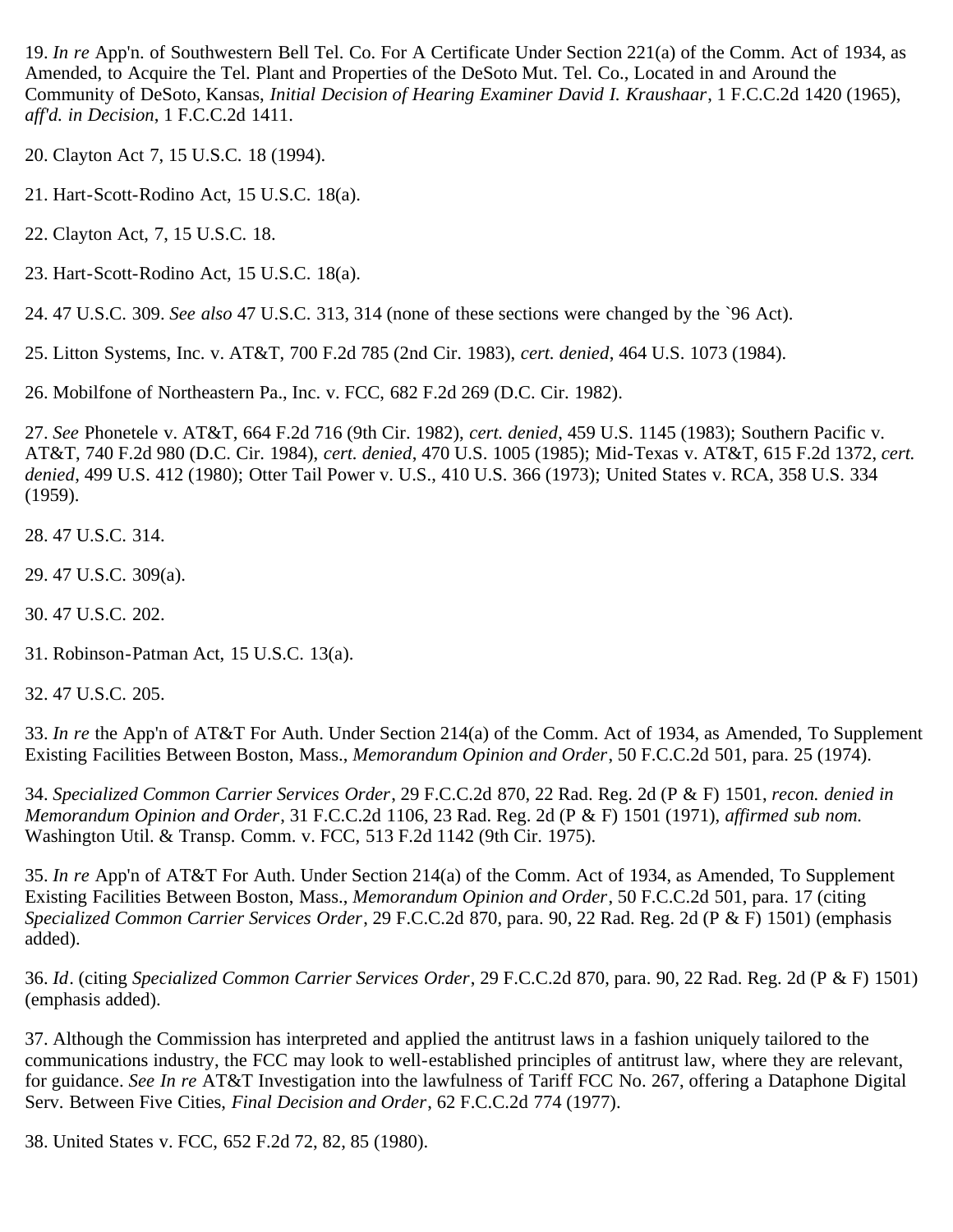19. *In re* App'n. of Southwestern Bell Tel. Co. For A Certificate Under Section 221(a) of the Comm. Act of 1934, as Amended, to Acquire the Tel. Plant and Properties of the DeSoto Mut. Tel. Co., Located in and Around the Community of DeSoto, Kansas, *Initial Decision of Hearing Examiner David I. Kraushaar*, 1 F.C.C.2d 1420 (1965), *aff'd. in Decision*, 1 F.C.C.2d 1411.

20. Clayton Act 7, 15 U.S.C. 18 (1994).

21. Hart-Scott-Rodino Act, 15 U.S.C. 18(a).

22. Clayton Act, 7, 15 U.S.C. 18.

23. Hart-Scott-Rodino Act, 15 U.S.C. 18(a).

24. 47 U.S.C. 309. *See also* 47 U.S.C. 313, 314 (none of these sections were changed by the `96 Act).

25. Litton Systems, Inc. v. AT&T, 700 F.2d 785 (2nd Cir. 1983), *cert. denied*, 464 U.S. 1073 (1984).

26. Mobilfone of Northeastern Pa., Inc. v. FCC, 682 F.2d 269 (D.C. Cir. 1982).

27. *See* Phonetele v. AT&T, 664 F.2d 716 (9th Cir. 1982), *cert. denied*, 459 U.S. 1145 (1983); Southern Pacific v. AT&T, 740 F.2d 980 (D.C. Cir. 1984), *cert. denied*, 470 U.S. 1005 (1985); Mid-Texas v. AT&T, 615 F.2d 1372, *cert. denied*, 499 U.S. 412 (1980); Otter Tail Power v. U.S., 410 U.S. 366 (1973); United States v. RCA, 358 U.S. 334 (1959).

28. 47 U.S.C. 314.

29. 47 U.S.C. 309(a).

30. 47 U.S.C. 202.

31. Robinson-Patman Act, 15 U.S.C. 13(a).

32. 47 U.S.C. 205.

33. *In re* the App'n of AT&T For Auth. Under Section 214(a) of the Comm. Act of 1934, as Amended, To Supplement Existing Facilities Between Boston, Mass., *Memorandum Opinion and Order*, 50 F.C.C.2d 501, para. 25 (1974).

34. *Specialized Common Carrier Services Order*, 29 F.C.C.2d 870, 22 Rad. Reg. 2d (P & F) 1501, *recon. denied in Memorandum Opinion and Order*, 31 F.C.C.2d 1106, 23 Rad. Reg. 2d (P & F) 1501 (1971), *affirmed sub nom.* Washington Util. & Transp. Comm. v. FCC, 513 F.2d 1142 (9th Cir. 1975).

35. *In re* App'n of AT&T For Auth. Under Section 214(a) of the Comm. Act of 1934, as Amended, To Supplement Existing Facilities Between Boston, Mass., *Memorandum Opinion and Order*, 50 F.C.C.2d 501, para. 17 (citing *Specialized Common Carrier Services Order*, 29 F.C.C.2d 870, para. 90, 22 Rad. Reg. 2d (P & F) 1501) (emphasis added).

36. *Id*. (citing *Specialized Common Carrier Services Order*, 29 F.C.C.2d 870, para. 90, 22 Rad. Reg. 2d (P & F) 1501) (emphasis added).

37. Although the Commission has interpreted and applied the antitrust laws in a fashion uniquely tailored to the communications industry, the FCC may look to well-established principles of antitrust law, where they are relevant, for guidance. *See In re* AT&T Investigation into the lawfulness of Tariff FCC No. 267, offering a Dataphone Digital Serv. Between Five Cities, *Final Decision and Order*, 62 F.C.C.2d 774 (1977).

38. United States v. FCC, 652 F.2d 72, 82, 85 (1980).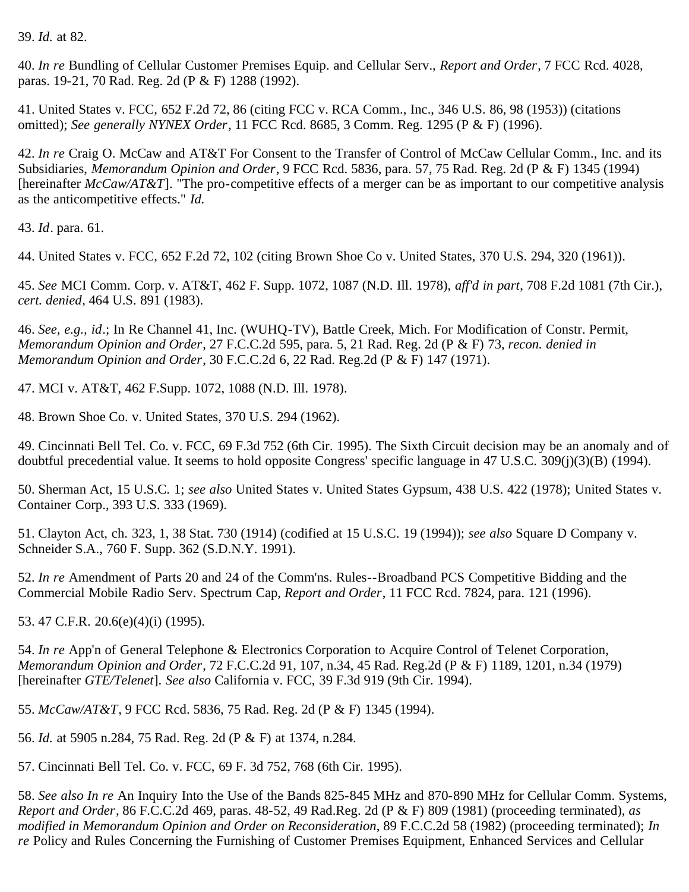39. *Id.* at 82.

40. *In re* Bundling of Cellular Customer Premises Equip. and Cellular Serv., *Report and Order*, 7 FCC Rcd. 4028, paras. 19-21, 70 Rad. Reg. 2d (P & F) 1288 (1992).

41. United States v. FCC, 652 F.2d 72, 86 (citing FCC v. RCA Comm., Inc., 346 U.S. 86, 98 (1953)) (citations omitted); *See generally NYNEX Order*, 11 FCC Rcd. 8685, 3 Comm. Reg. 1295 (P & F) (1996).

42. *In re* Craig O. McCaw and AT&T For Consent to the Transfer of Control of McCaw Cellular Comm., Inc. and its Subsidiaries, *Memorandum Opinion and Order*, 9 FCC Rcd. 5836, para. 57, 75 Rad. Reg. 2d (P & F) 1345 (1994) [hereinafter *McCaw/AT&T*]. "The pro-competitive effects of a merger can be as important to our competitive analysis as the anticompetitive effects." *Id.*

43. *Id*. para. 61.

44. United States v. FCC, 652 F.2d 72, 102 (citing Brown Shoe Co v. United States, 370 U.S. 294, 320 (1961)).

45. *See* MCI Comm. Corp. v. AT&T, 462 F. Supp. 1072, 1087 (N.D. Ill. 1978), *aff'd in part*, 708 F.2d 1081 (7th Cir.), *cert. denied*, 464 U.S. 891 (1983).

46. *See, e.g., id*.; In Re Channel 41, Inc. (WUHQ-TV), Battle Creek, Mich. For Modification of Constr. Permit, *Memorandum Opinion and Order*, 27 F.C.C.2d 595, para. 5, 21 Rad. Reg. 2d (P & F) 73, *recon. denied in Memorandum Opinion and Order*, 30 F.C.C.2d 6, 22 Rad. Reg.2d (P & F) 147 (1971).

47. MCI v. AT&T, 462 F.Supp. 1072, 1088 (N.D. Ill. 1978).

48. Brown Shoe Co. v. United States, 370 U.S. 294 (1962).

49. Cincinnati Bell Tel. Co. v. FCC, 69 F.3d 752 (6th Cir. 1995). The Sixth Circuit decision may be an anomaly and of doubtful precedential value. It seems to hold opposite Congress' specific language in 47 U.S.C. 309(j)(3)(B) (1994).

50. Sherman Act, 15 U.S.C. 1; *see also* United States v. United States Gypsum, 438 U.S. 422 (1978); United States v. Container Corp., 393 U.S. 333 (1969).

51. Clayton Act, ch. 323, 1, 38 Stat. 730 (1914) (codified at 15 U.S.C. 19 (1994)); *see also* Square D Company v. Schneider S.A., 760 F. Supp. 362 (S.D.N.Y. 1991).

52. *In re* Amendment of Parts 20 and 24 of the Comm'ns. Rules--Broadband PCS Competitive Bidding and the Commercial Mobile Radio Serv. Spectrum Cap, *Report and Order*, 11 FCC Rcd. 7824, para. 121 (1996).

53. 47 C.F.R. 20.6(e)(4)(i) (1995).

54. *In re* App'n of General Telephone & Electronics Corporation to Acquire Control of Telenet Corporation, *Memorandum Opinion and Order*, 72 F.C.C.2d 91, 107, n.34, 45 Rad. Reg.2d (P & F) 1189, 1201, n.34 (1979) [hereinafter *GTE/Telenet*]. *See also* California v. FCC, 39 F.3d 919 (9th Cir. 1994).

55. *McCaw/AT&T*, 9 FCC Rcd. 5836, 75 Rad. Reg. 2d (P & F) 1345 (1994).

56. *Id.* at 5905 n.284, 75 Rad. Reg. 2d (P & F) at 1374, n.284.

57. Cincinnati Bell Tel. Co. v. FCC, 69 F. 3d 752, 768 (6th Cir. 1995).

58. *See also In re* An Inquiry Into the Use of the Bands 825-845 MHz and 870-890 MHz for Cellular Comm. Systems, *Report and Order*, 86 F.C.C.2d 469, paras. 48-52, 49 Rad.Reg. 2d (P & F) 809 (1981) (proceeding terminated), *as modified in Memorandum Opinion and Order on Reconsideration*, 89 F.C.C.2d 58 (1982) (proceeding terminated); *In re* Policy and Rules Concerning the Furnishing of Customer Premises Equipment, Enhanced Services and Cellular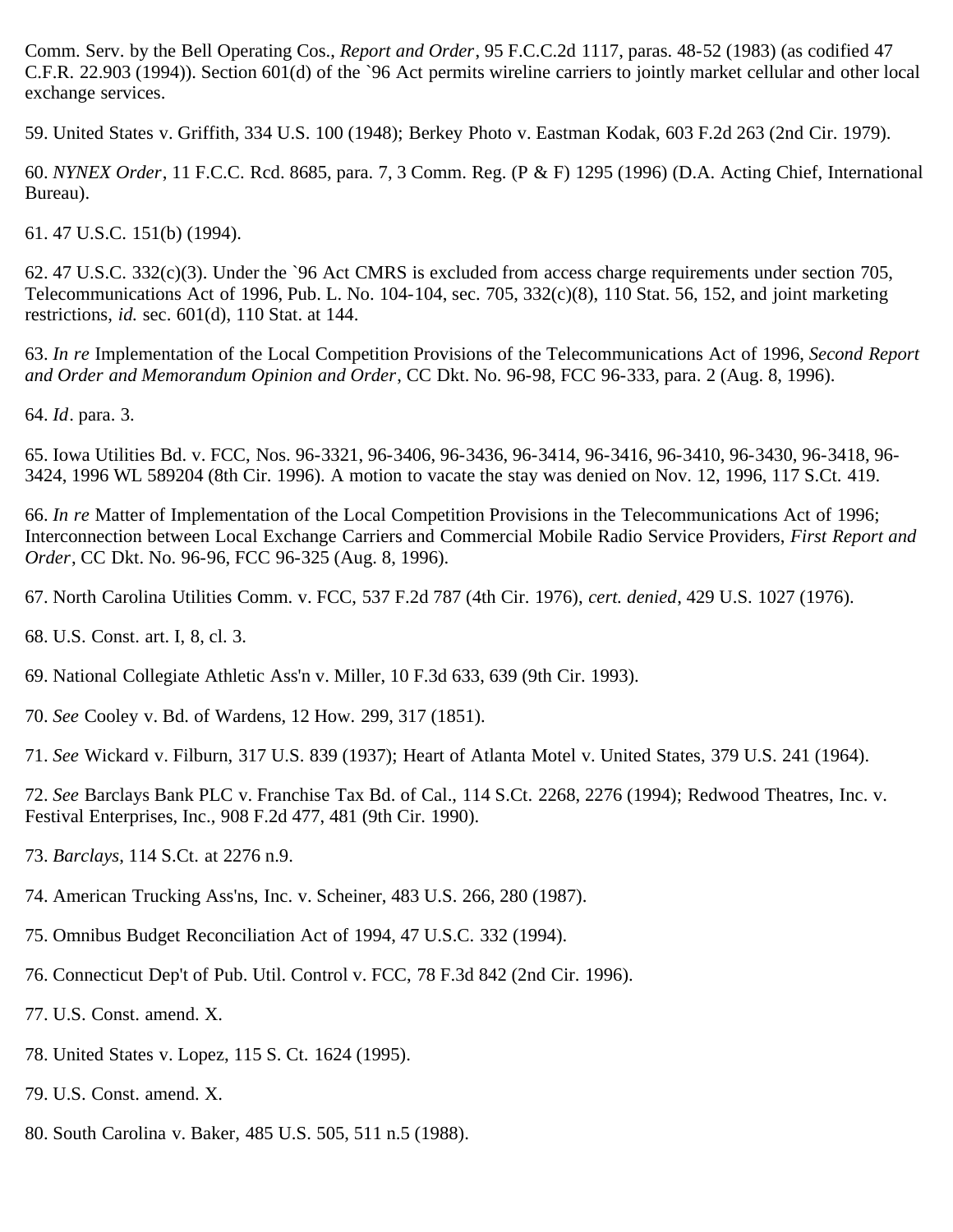Comm. Serv. by the Bell Operating Cos., *Report and Order*, 95 F.C.C.2d 1117, paras. 48-52 (1983) (as codified 47 C.F.R. 22.903 (1994)). Section 601(d) of the `96 Act permits wireline carriers to jointly market cellular and other local exchange services.

59. United States v. Griffith, 334 U.S. 100 (1948); Berkey Photo v. Eastman Kodak, 603 F.2d 263 (2nd Cir. 1979).

60. *NYNEX Order*, 11 F.C.C. Rcd. 8685, para. 7, 3 Comm. Reg. (P & F) 1295 (1996) (D.A. Acting Chief, International Bureau).

61. 47 U.S.C. 151(b) (1994).

62. 47 U.S.C. 332(c)(3). Under the `96 Act CMRS is excluded from access charge requirements under section 705, Telecommunications Act of 1996, Pub. L. No. 104-104, sec. 705, 332(c)(8), 110 Stat. 56, 152, and joint marketing restrictions, *id.* sec. 601(d), 110 Stat. at 144.

63. *In re* Implementation of the Local Competition Provisions of the Telecommunications Act of 1996, *Second Report and Order and Memorandum Opinion and Order*, CC Dkt. No. 96-98, FCC 96-333, para. 2 (Aug. 8, 1996).

64. *Id*. para. 3.

65. Iowa Utilities Bd. v. FCC, Nos. 96-3321, 96-3406, 96-3436, 96-3414, 96-3416, 96-3410, 96-3430, 96-3418, 96-3424, 1996 WL 589204 (8th Cir. 1996). A motion to vacate the stay was denied on Nov. 12, 1996, 117 S.Ct. 419.

66. *In re* Matter of Implementation of the Local Competition Provisions in the Telecommunications Act of 1996; Interconnection between Local Exchange Carriers and Commercial Mobile Radio Service Providers, *First Report and Order*, CC Dkt. No. 96-96, FCC 96-325 (Aug. 8, 1996).

67. North Carolina Utilities Comm. v. FCC, 537 F.2d 787 (4th Cir. 1976), *cert. denied*, 429 U.S. 1027 (1976).

68. U.S. Const. art. I, 8, cl. 3.

69. National Collegiate Athletic Ass'n v. Miller, 10 F.3d 633, 639 (9th Cir. 1993).

70. *See* Cooley v. Bd. of Wardens, 12 How. 299, 317 (1851).

71. *See* Wickard v. Filburn, 317 U.S. 839 (1937); Heart of Atlanta Motel v. United States, 379 U.S. 241 (1964).

72. *See* Barclays Bank PLC v. Franchise Tax Bd. of Cal., 114 S.Ct. 2268, 2276 (1994); Redwood Theatres, Inc. v. Festival Enterprises, Inc., 908 F.2d 477, 481 (9th Cir. 1990).

73. *Barclays*, 114 S.Ct. at 2276 n.9.

74. American Trucking Ass'ns, Inc. v. Scheiner, 483 U.S. 266, 280 (1987).

75. Omnibus Budget Reconciliation Act of 1994, 47 U.S.C. 332 (1994).

76. Connecticut Dep't of Pub. Util. Control v. FCC, 78 F.3d 842 (2nd Cir. 1996).

77. U.S. Const. amend. X.

78. United States v. Lopez, 115 S. Ct. 1624 (1995).

79. U.S. Const. amend. X.

80. South Carolina v. Baker, 485 U.S. 505, 511 n.5 (1988).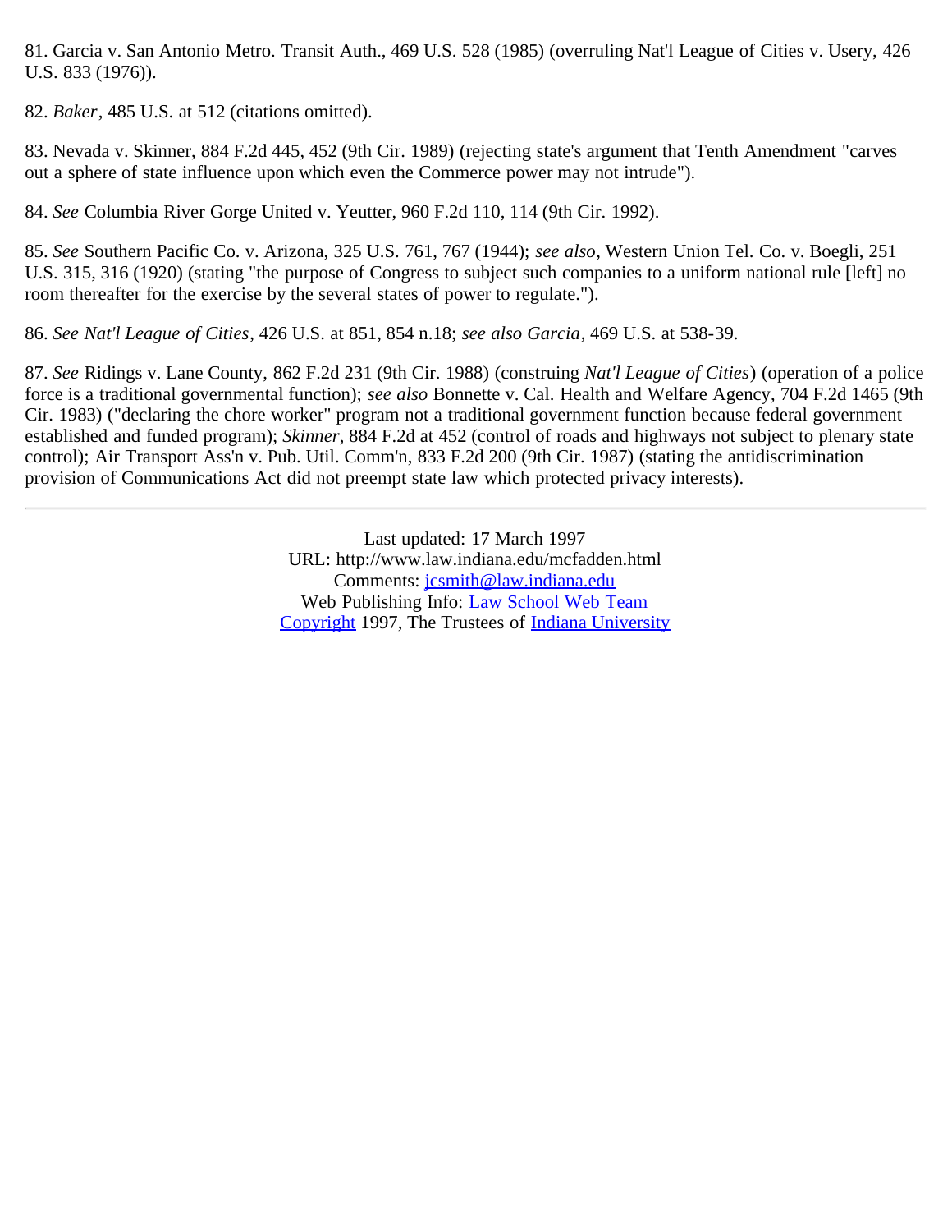81. Garcia v. San Antonio Metro. Transit Auth., 469 U.S. 528 (1985) (overruling Nat'l League of Cities v. Usery, 426 U.S. 833 (1976)).

82. *Baker*, 485 U.S. at 512 (citations omitted).

83. Nevada v. Skinner, 884 F.2d 445, 452 (9th Cir. 1989) (rejecting state's argument that Tenth Amendment "carves out a sphere of state influence upon which even the Commerce power may not intrude").

84. *See* Columbia River Gorge United v. Yeutter, 960 F.2d 110, 114 (9th Cir. 1992).

85. *See* Southern Pacific Co. v. Arizona, 325 U.S. 761, 767 (1944); *see also*, Western Union Tel. Co. v. Boegli, 251 U.S. 315, 316 (1920) (stating "the purpose of Congress to subject such companies to a uniform national rule [left] no room thereafter for the exercise by the several states of power to regulate.").

86. *See Nat'l League of Cities*, 426 U.S. at 851, 854 n.18; *see also Garcia*, 469 U.S. at 538-39.

87. *See* Ridings v. Lane County, 862 F.2d 231 (9th Cir. 1988) (construing *Nat'l League of Cities*) (operation of a police force is a traditional governmental function); *see also* Bonnette v. Cal. Health and Welfare Agency, 704 F.2d 1465 (9th Cir. 1983) ("declaring the chore worker" program not a traditional government function because federal government established and funded program); *Skinner*, 884 F.2d at 452 (control of roads and highways not subject to plenary state control); Air Transport Ass'n v. Pub. Util. Comm'n, 833 F.2d 200 (9th Cir. 1987) (stating the antidiscrimination provision of Communications Act did not preempt state law which protected privacy interests).

---

Last updated: 17 March 1997
URL: http://www.law.indiana.edu/mcfadden.html
Comments: jcsmith@law.indiana.edu
Web Publishing Info: Law School Web Team
Copyright 1997, The Trustees of Indiana University